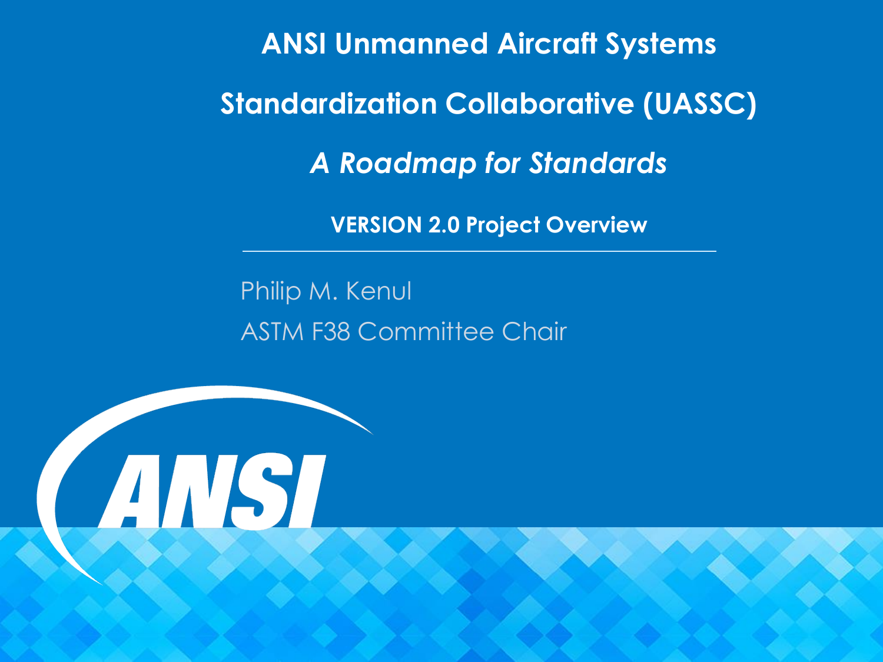# ANSI Unmanned Aircraft Systems Standardization Collaborative (UASSC)

## *A Roadmap for Standards*

**VERSION 2.0 Project Overview**

Philip M. Kenul

ASTM F38 Committee Chair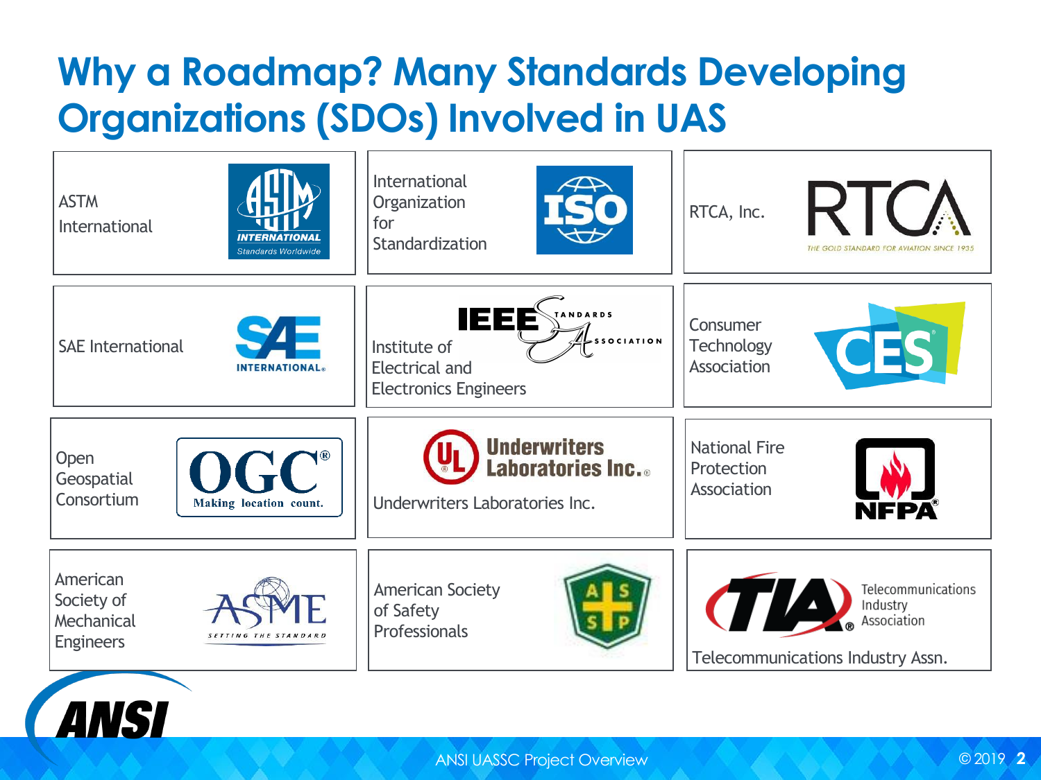# Why a Roadmap? Many Standards Developing Organizations (SDOs) Involved in UAS

| | | |
|---|---|---|
| ASTM International | International Organization for Standardization | RTCA, Inc. |
| SAE International | Institute of Electrical and Electronics Engineers | Consumer Technology Association |
| Open Geospatial Consortium | Underwriters Laboratories Inc. | National Fire Protection Association |
| American Society of Mechanical Engineers | American Society of Safety Professionals | Telecommunications Industry Assn. |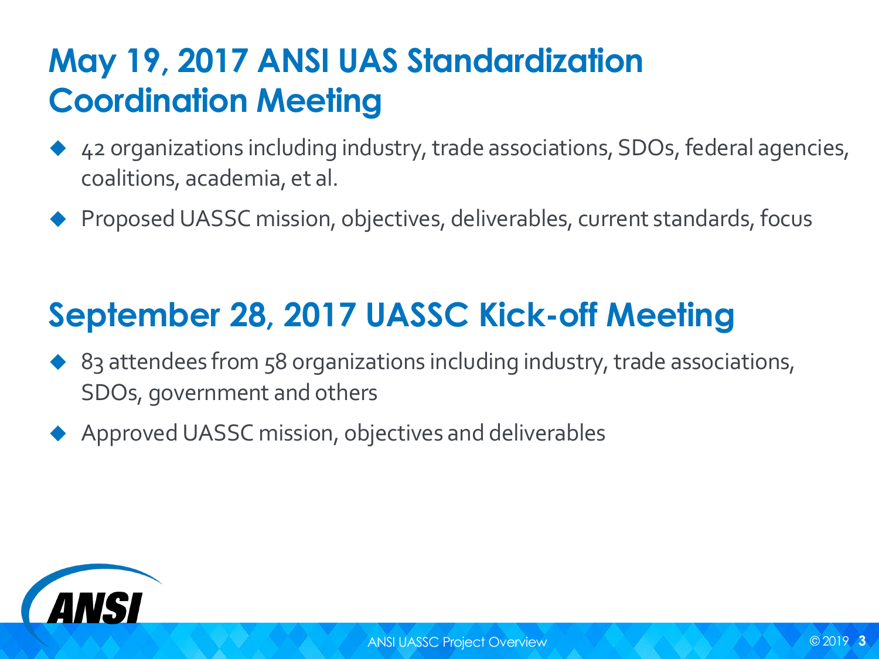## May 19, 2017 ANSI UAS Standardization Coordination Meeting

- 42 organizations including industry, trade associations, SDOs, federal agencies, coalitions, academia, et al.
- Proposed UASSC mission, objectives, deliverables, current standards, focus

## September 28, 2017 UASSC Kick-off Meeting

- 83 attendees from 58 organizations including industry, trade associations, SDOs, government and others
- Approved UASSC mission, objectives and deliverables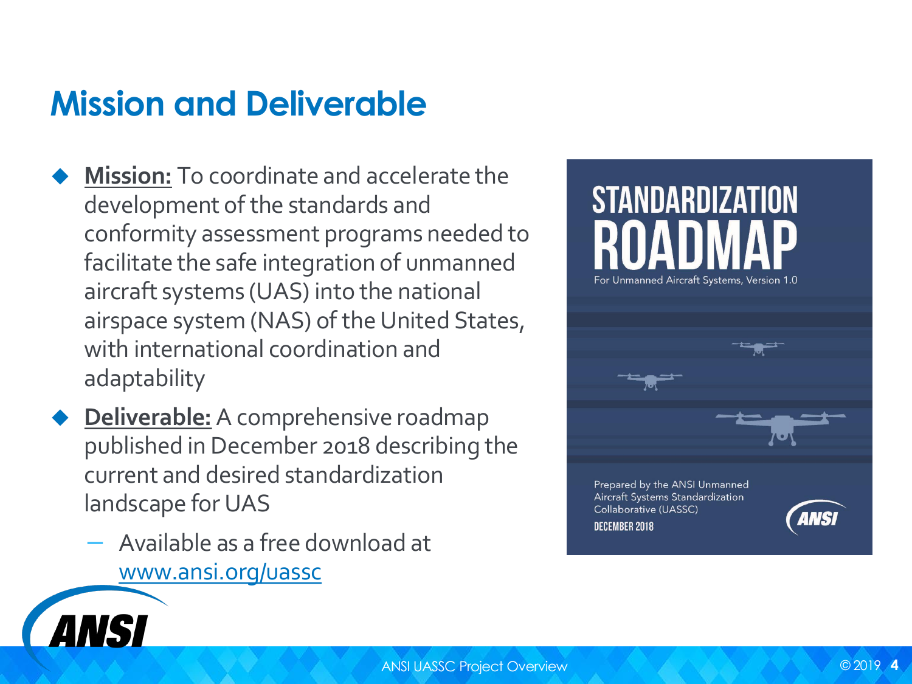# Mission and Deliverable

- **Mission:** To coordinate and accelerate the development of the standards and conformity assessment programs needed to facilitate the safe integration of unmanned aircraft systems (UAS) into the national airspace system (NAS) of the United States, with international coordination and adaptability
- **Deliverable:** A comprehensive roadmap published in December 2018 describing the current and desired standardization landscape for UAS
  - Available as a free download at www.ansi.org/uassc

STANDARDIZATION ROADMAP

For Unmanned Aircraft Systems, Version 1.0

Prepared by the ANSI Unmanned Aircraft Systems Standardization Collaborative (UASSC)

DECEMBER 2018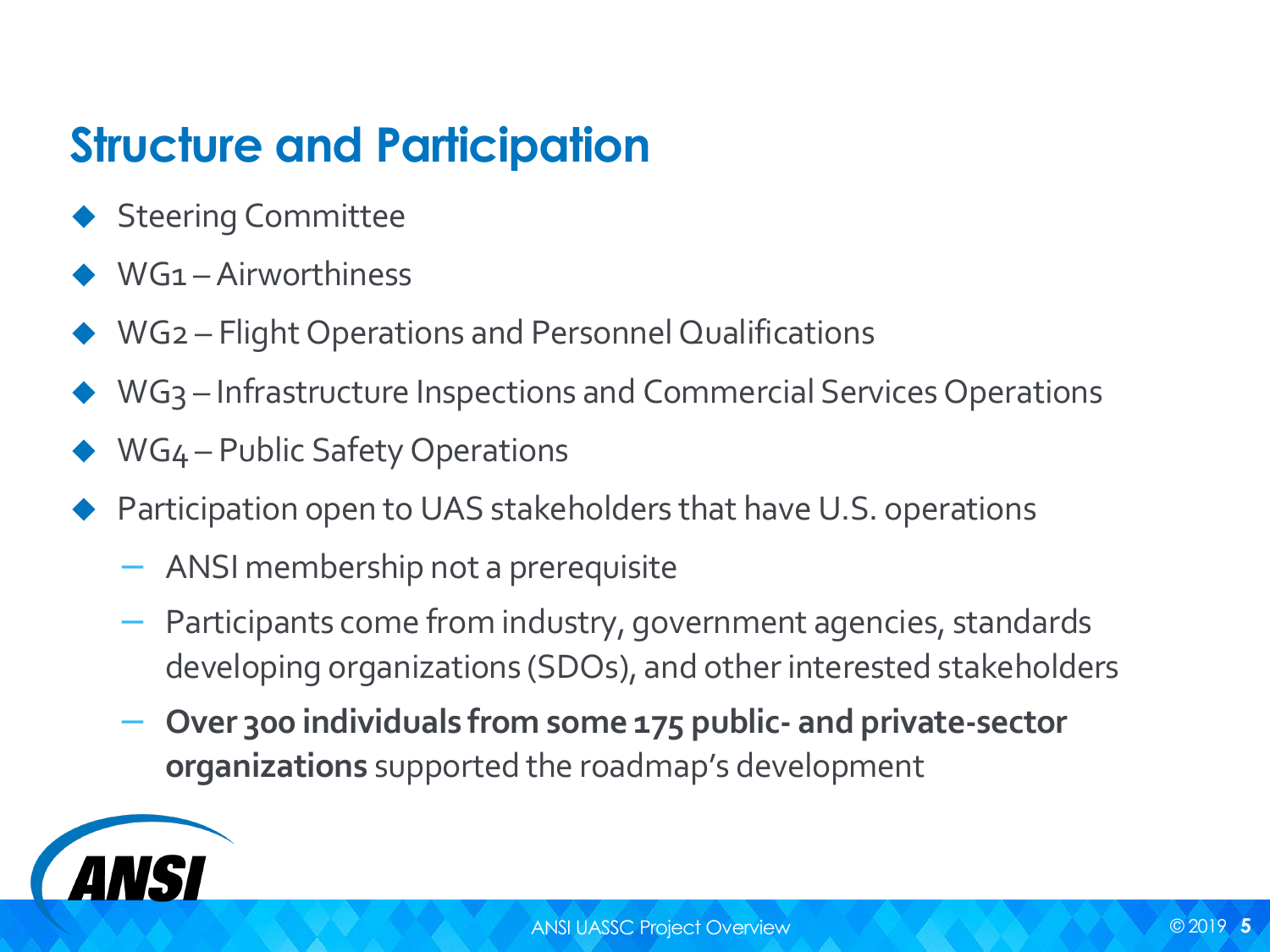## Structure and Participation

- Steering Committee
- WG1 – Airworthiness
- WG2 – Flight Operations and Personnel Qualifications
- WG3 – Infrastructure Inspections and Commercial Services Operations
- WG4 – Public Safety Operations
- Participation open to UAS stakeholders that have U.S. operations
  - ANSI membership not a prerequisite
  - Participants come from industry, government agencies, standards developing organizations (SDOs), and other interested stakeholders
  - **Over 300 individuals from some 175 public- and private-sector organizations** supported the roadmap's development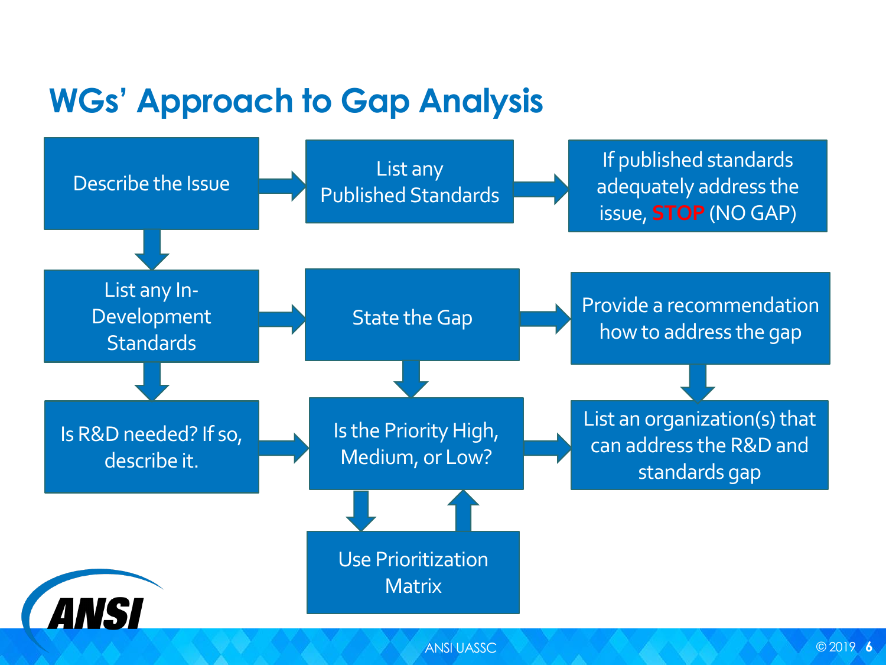# WGs' Approach to Gap Analysis

- Describe the Issue
- List any Published Standards
- If published standards adequately address the issue, **STOP** (NO GAP)
- List any In-Development Standards
- State the Gap
- Provide a recommendation how to address the gap
- Is R&D needed? If so, describe it.
- Is the Priority High, Medium, or Low?
- List an organization(s) that can address the R&D and standards gap
- Use Prioritization Matrix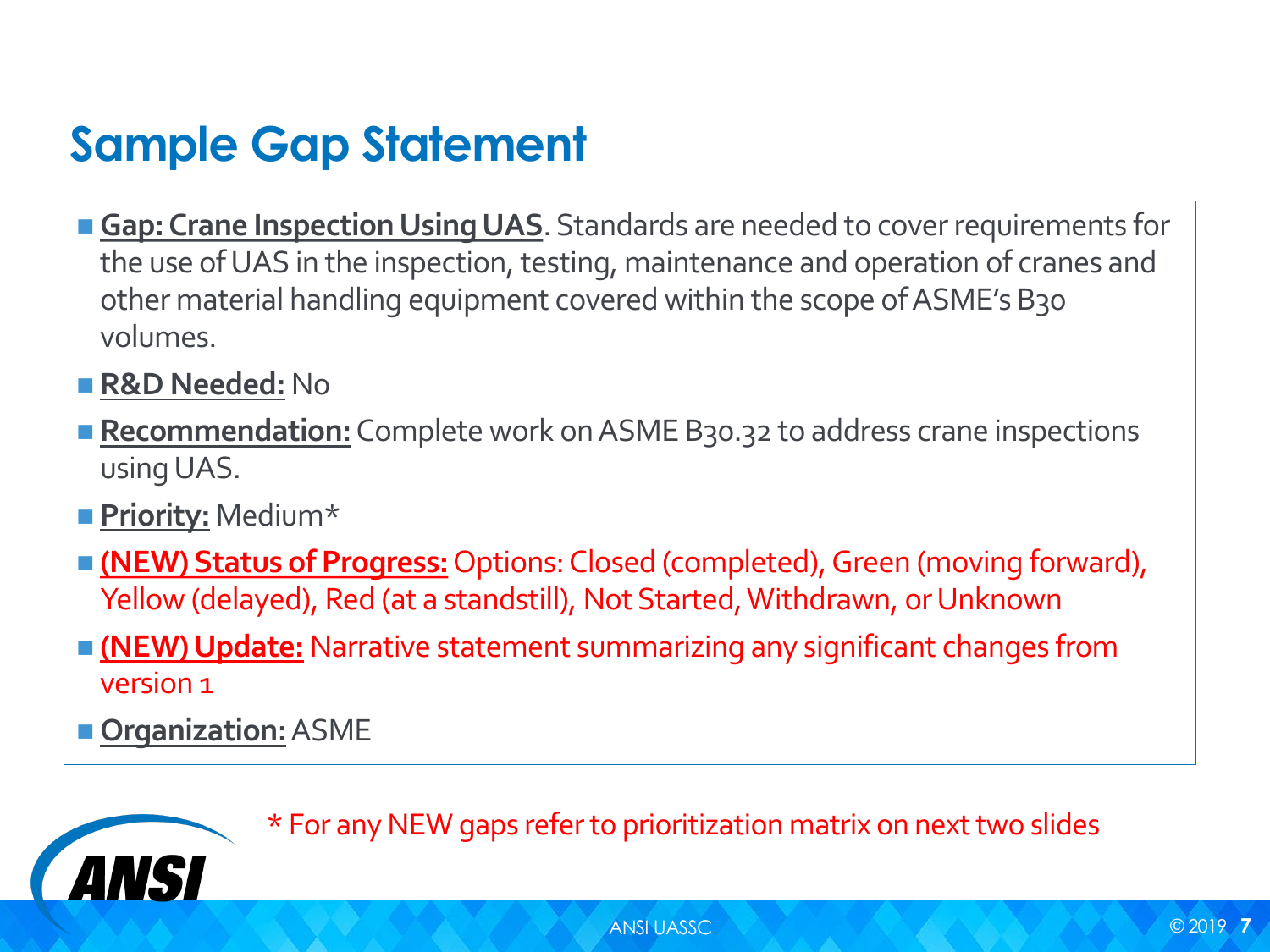# Sample Gap Statement

- **Gap: Crane Inspection Using UAS**. Standards are needed to cover requirements for the use of UAS in the inspection, testing, maintenance and operation of cranes and other material handling equipment covered within the scope of ASME's B30 volumes.
- **R&D Needed:** No
- **Recommendation:** Complete work on ASME B30.32 to address crane inspections using UAS.
- **Priority:** Medium*
- **(NEW) Status of Progress:** Options: Closed (completed), Green (moving forward), Yellow (delayed), Red (at a standstill), Not Started, Withdrawn, or Unknown
- **(NEW) Update:** Narrative statement summarizing any significant changes from version 1
- **Organization:** ASME

\* For any NEW gaps refer to prioritization matrix on next two slides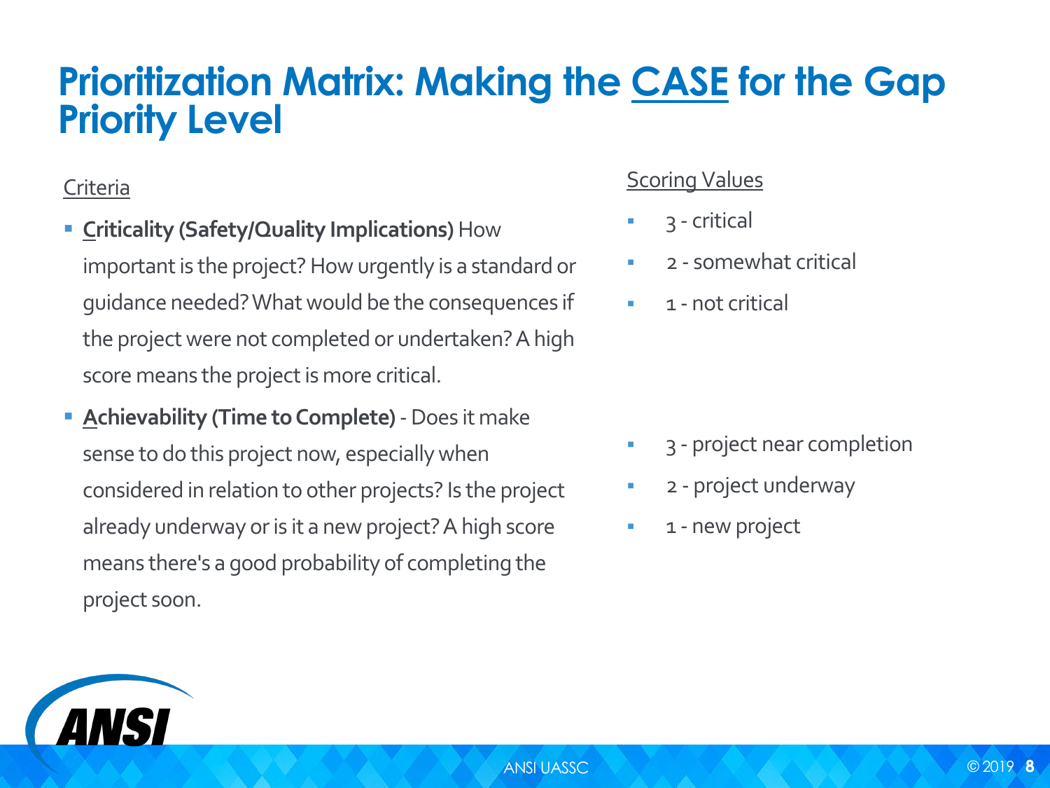# Prioritization Matrix: Making the CASE for the Gap Priority Level

| Criteria | Scoring Values |
| --- | --- |
| **Criticality (Safety/Quality Implications)** How important is the project? How urgently is a standard or guidance needed? What would be the consequences if the project were not completed or undertaken? A high score means the project is more critical. | 3 - critical<br>2 - somewhat critical<br>1 - not critical |
| **Achievability (Time to Complete)** - Does it make sense to do this project now, especially when considered in relation to other projects? Is the project already underway or is it a new project? A high score means there's a good probability of completing the project soon. | 3 - project near completion<br>2 - project underway<br>1 - new project |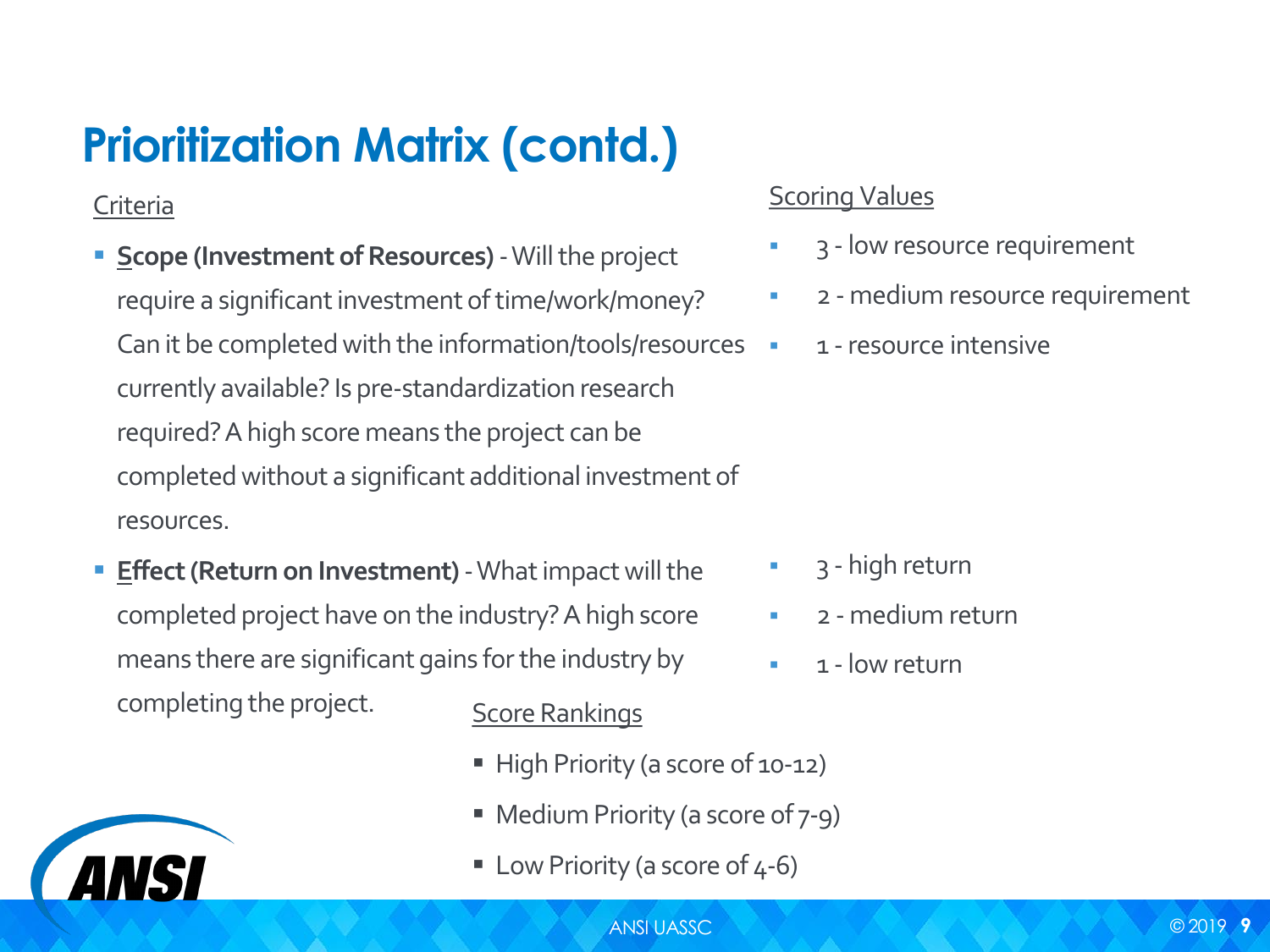# Prioritization Matrix (contd.)

Criteria

- **Scope (Investment of Resources)** - Will the project require a significant investment of time/work/money? Can it be completed with the information/tools/resources currently available? Is pre-standardization research required? A high score means the project can be completed without a significant additional investment of resources.

Scoring Values

- 3 - low resource requirement
- 2 - medium resource requirement
- 1 - resource intensive

- **Effect (Return on Investment)** - What impact will the completed project have on the industry? A high score means there are significant gains for the industry by completing the project.

Scoring Values

- 3 - high return
- 2 - medium return
- 1 - low return

Score Rankings

- High Priority (a score of 10-12)
- Medium Priority (a score of 7-9)
- Low Priority (a score of 4-6)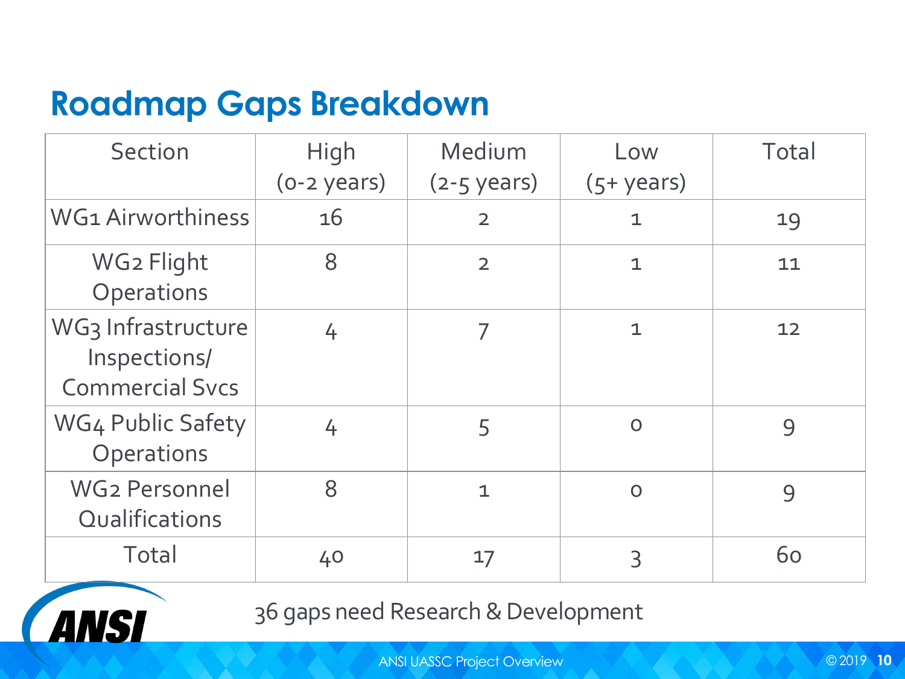## Roadmap Gaps Breakdown

| Section | High (0-2 years) | Medium (2-5 years) | Low (5+ years) | Total |
|---|---|---|---|---|
| WG1 Airworthiness | 16 | 2 | 1 | 19 |
| WG2 Flight Operations | 8 | 2 | 1 | 11 |
| WG3 Infrastructure Inspections/ Commercial Svcs | 4 | 7 | 1 | 12 |
| WG4 Public Safety Operations | 4 | 5 | 0 | 9 |
| WG2 Personnel Qualifications | 8 | 1 | 0 | 9 |
| Total | 40 | 17 | 3 | 60 |

36 gaps need Research & Development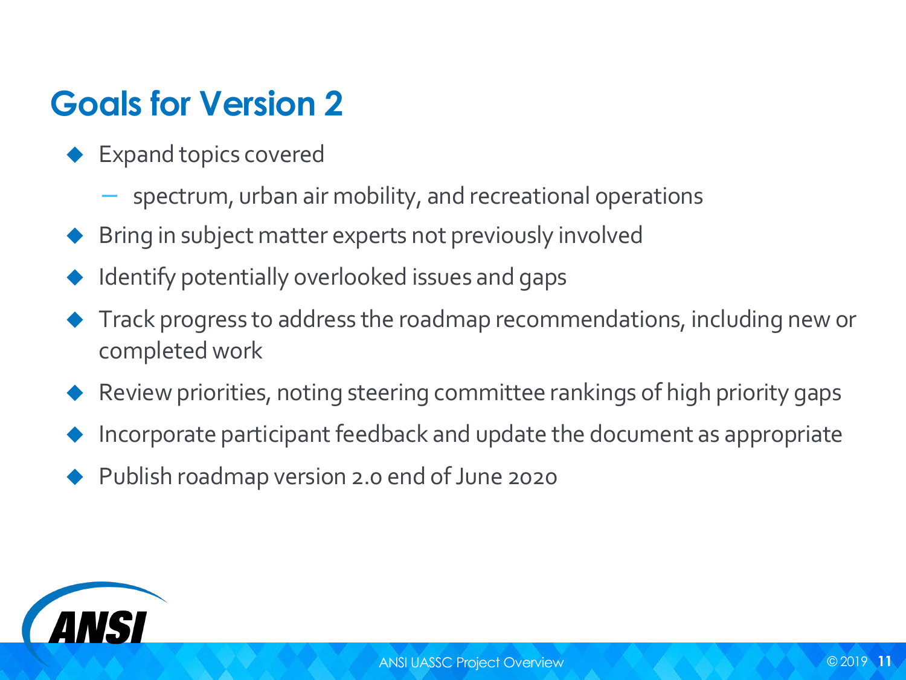## Goals for Version 2

- Expand topics covered
  - spectrum, urban air mobility, and recreational operations
- Bring in subject matter experts not previously involved
- Identify potentially overlooked issues and gaps
- Track progress to address the roadmap recommendations, including new or completed work
- Review priorities, noting steering committee rankings of high priority gaps
- Incorporate participant feedback and update the document as appropriate
- Publish roadmap version 2.0 end of June 2020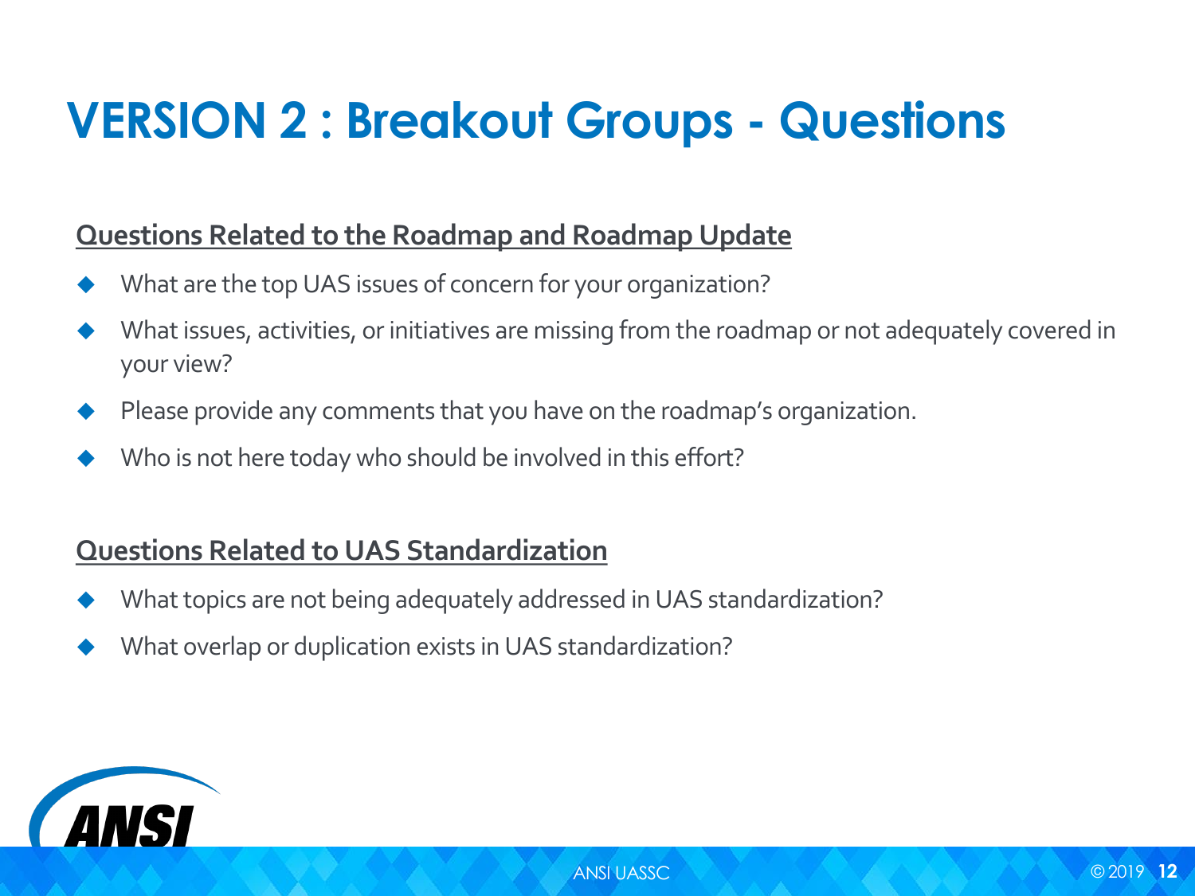# VERSION 2 : Breakout Groups - Questions

## Questions Related to the Roadmap and Roadmap Update

- What are the top UAS issues of concern for your organization?
- What issues, activities, or initiatives are missing from the roadmap or not adequately covered in your view?
- Please provide any comments that you have on the roadmap's organization.
- Who is not here today who should be involved in this effort?

## Questions Related to UAS Standardization

- What topics are not being adequately addressed in UAS standardization?
- What overlap or duplication exists in UAS standardization?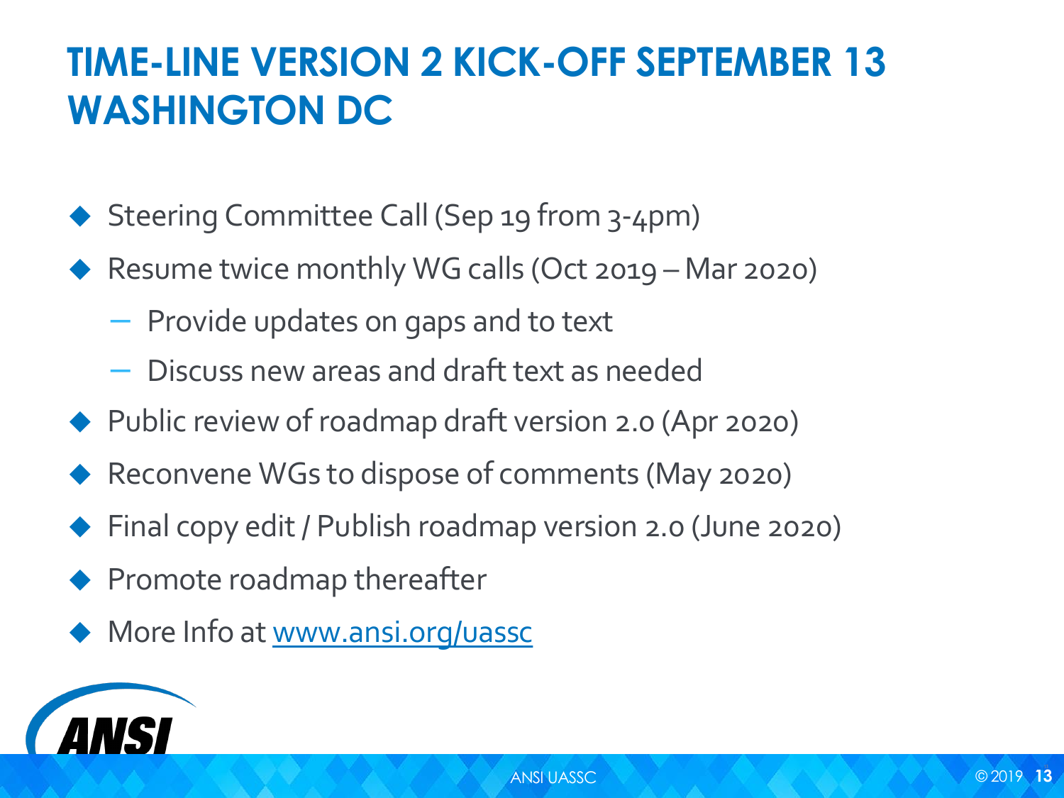# TIME-LINE VERSION 2 KICK-OFF SEPTEMBER 13 WASHINGTON DC

- Steering Committee Call (Sep 19 from 3-4pm)
- Resume twice monthly WG calls (Oct 2019 – Mar 2020)
  - Provide updates on gaps and to text
  - Discuss new areas and draft text as needed
- Public review of roadmap draft version 2.0 (Apr 2020)
- Reconvene WGs to dispose of comments (May 2020)
- Final copy edit / Publish roadmap version 2.0 (June 2020)
- Promote roadmap thereafter
- More Info at [www.ansi.org/uassc](http://www.ansi.org/uassc)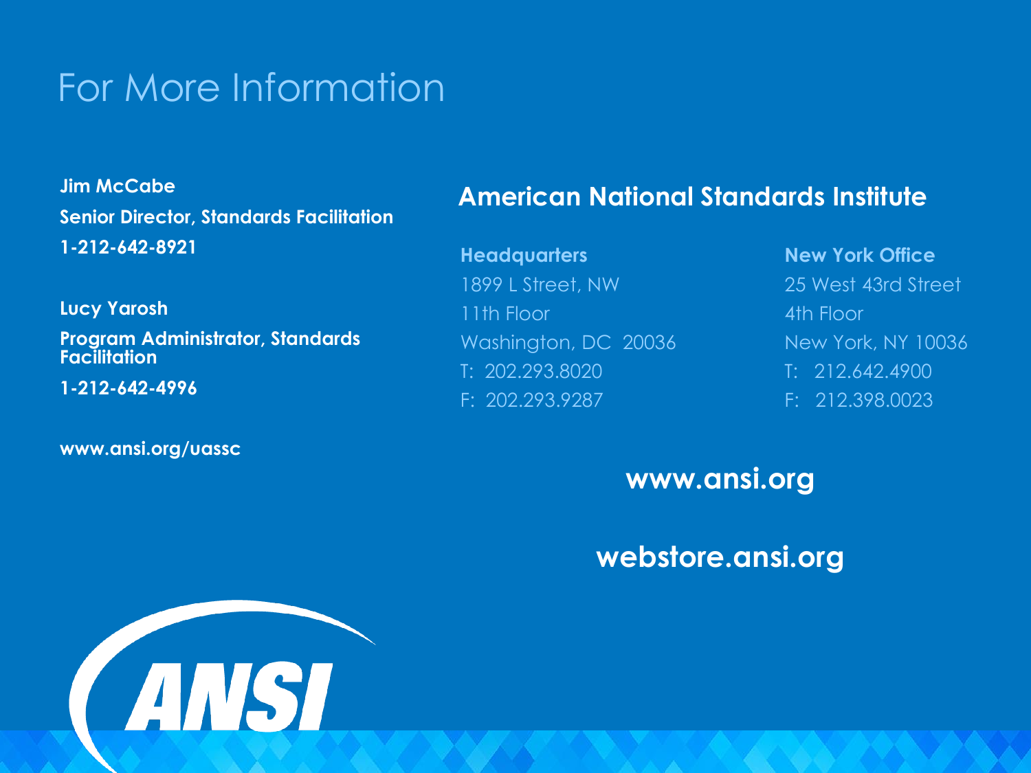# For More Information

**Jim McCabe**

**Senior Director, Standards Facilitation**

**1-212-642-8921**

**Lucy Yarosh**

**Program Administrator, Standards Facilitation**

**1-212-642-4996**

**www.ansi.org/uassc**

## American National Standards Institute

**Headquarters**

1899 L Street, NW
11th Floor
Washington, DC 20036
T: 202.293.8020
F: 202.293.9287

**New York Office**

25 West 43rd Street
4th Floor
New York, NY 10036
T: 212.642.4900
F: 212.398.0023

**www.ansi.org**

**webstore.ansi.org**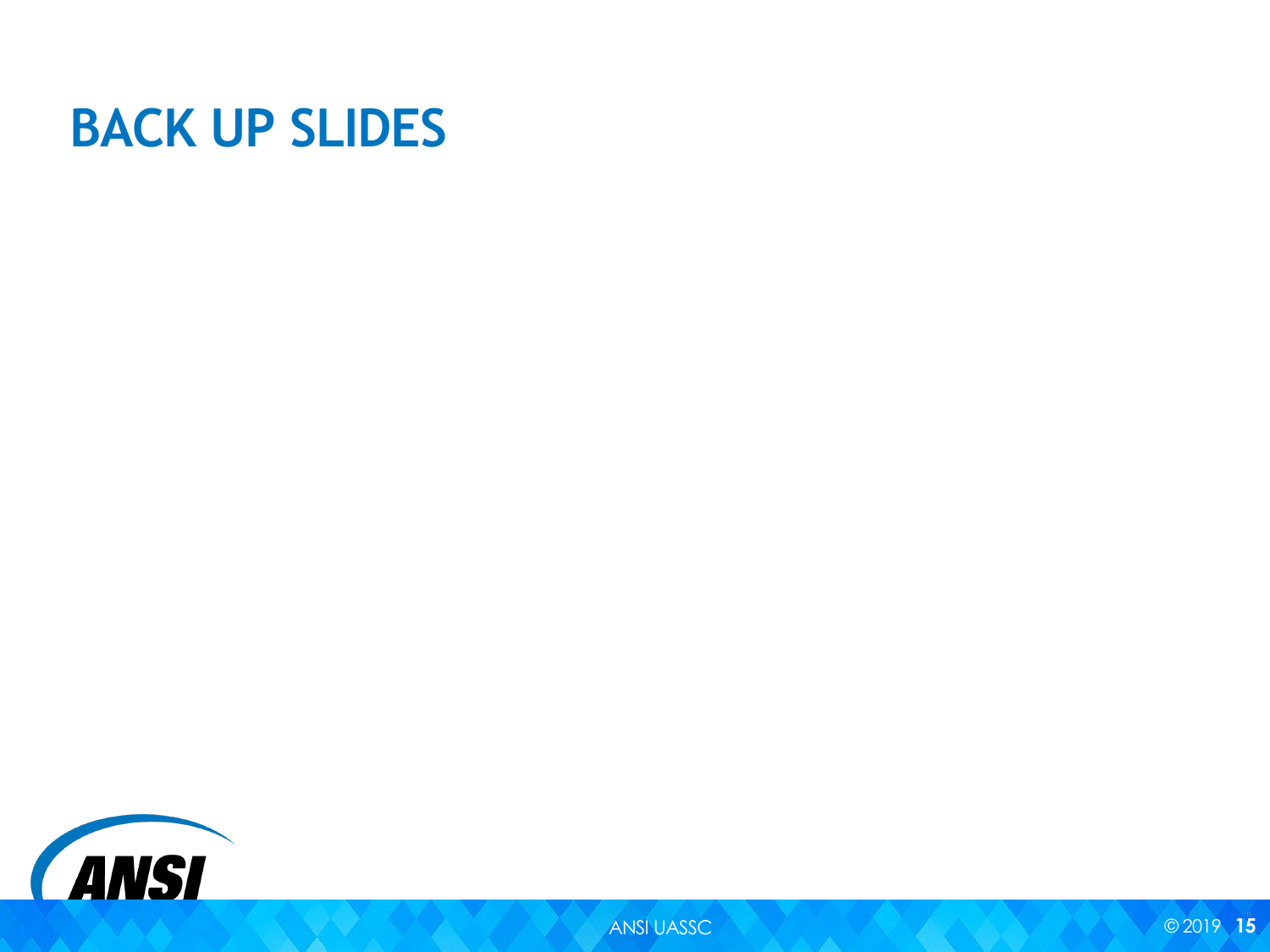# BACK UP SLIDES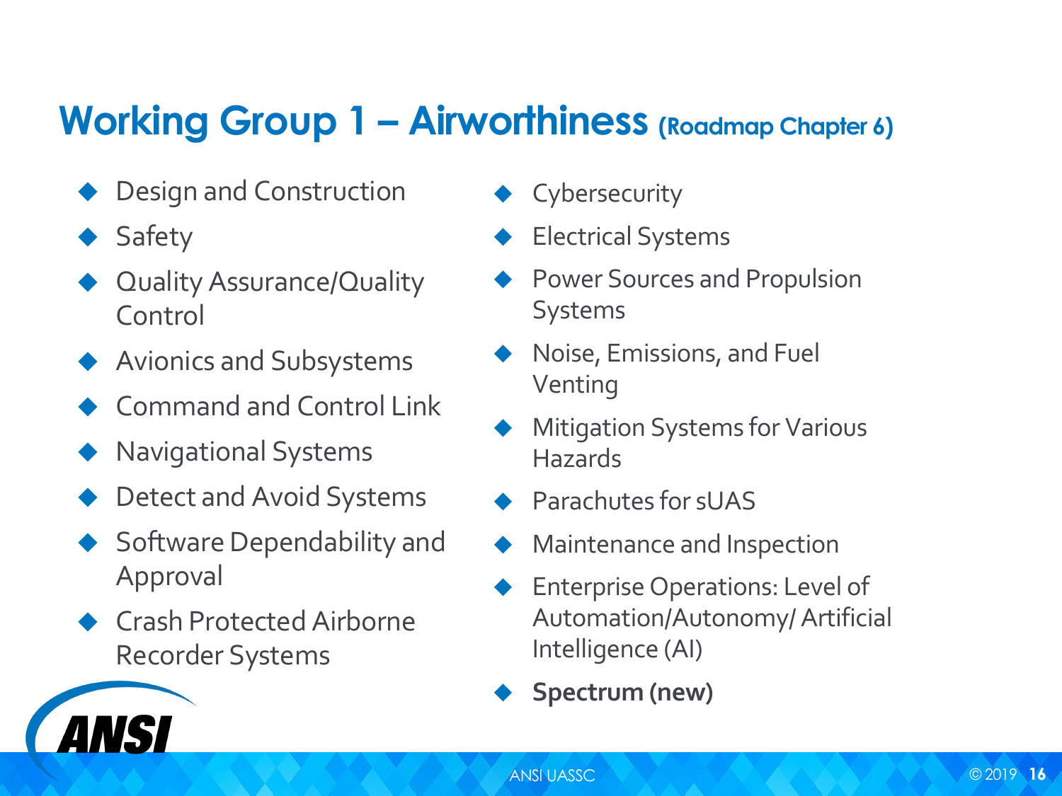# Working Group 1 – Airworthiness (Roadmap Chapter 6)

- Design and Construction
- Safety
- Quality Assurance/Quality Control
- Avionics and Subsystems
- Command and Control Link
- Navigational Systems
- Detect and Avoid Systems
- Software Dependability and Approval
- Crash Protected Airborne Recorder Systems
- Cybersecurity
- Electrical Systems
- Power Sources and Propulsion Systems
- Noise, Emissions, and Fuel Venting
- Mitigation Systems for Various Hazards
- Parachutes for sUAS
- Maintenance and Inspection
- Enterprise Operations: Level of Automation/Autonomy/ Artificial Intelligence (AI)
- **Spectrum (new)**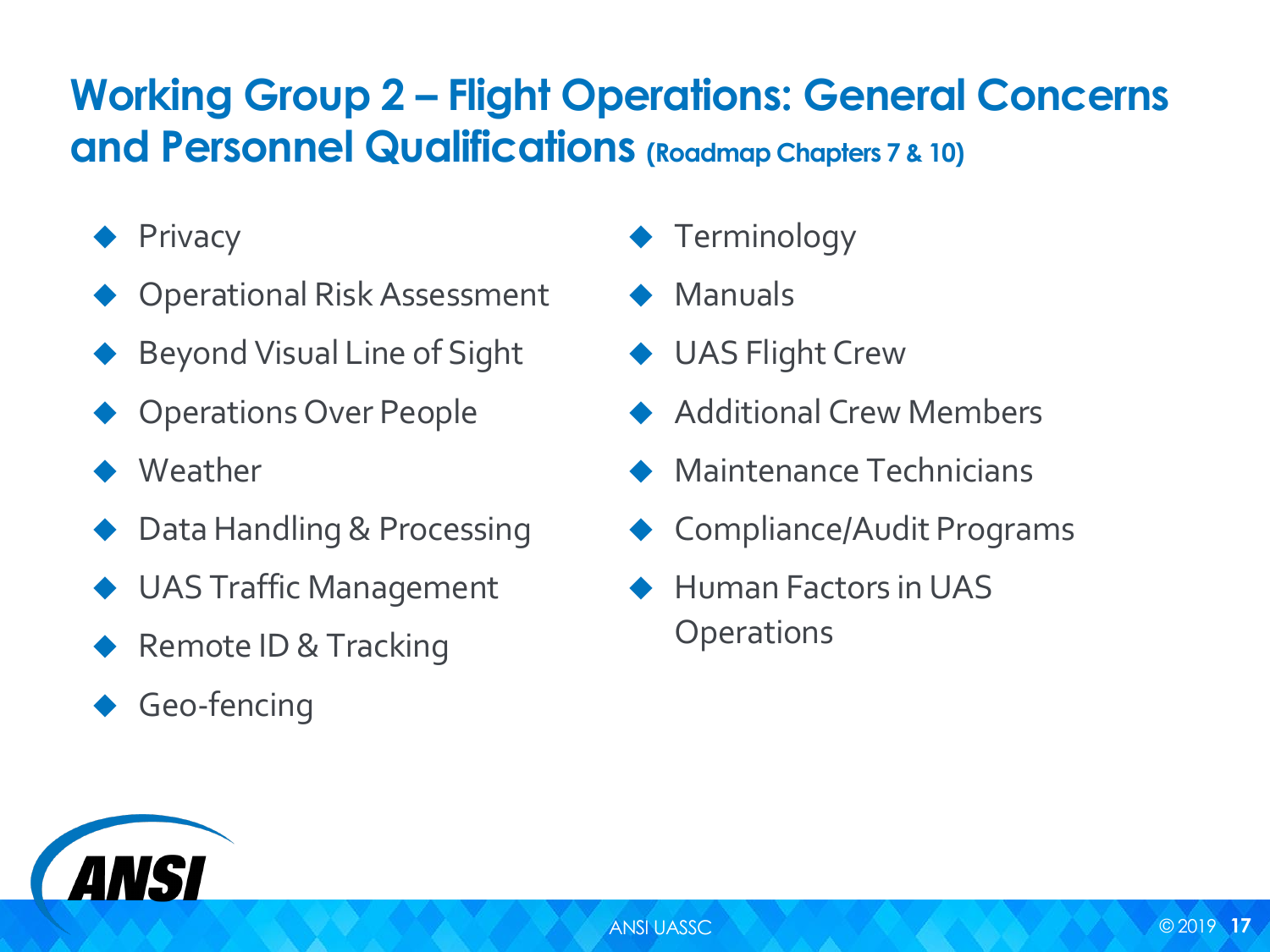# Working Group 2 – Flight Operations: General Concerns and Personnel Qualifications (Roadmap Chapters 7 & 10)

- Privacy
- Operational Risk Assessment
- Beyond Visual Line of Sight
- Operations Over People
- Weather
- Data Handling & Processing
- UAS Traffic Management
- Remote ID & Tracking
- Geo-fencing
- Terminology
- Manuals
- UAS Flight Crew
- Additional Crew Members
- Maintenance Technicians
- Compliance/Audit Programs
- Human Factors in UAS Operations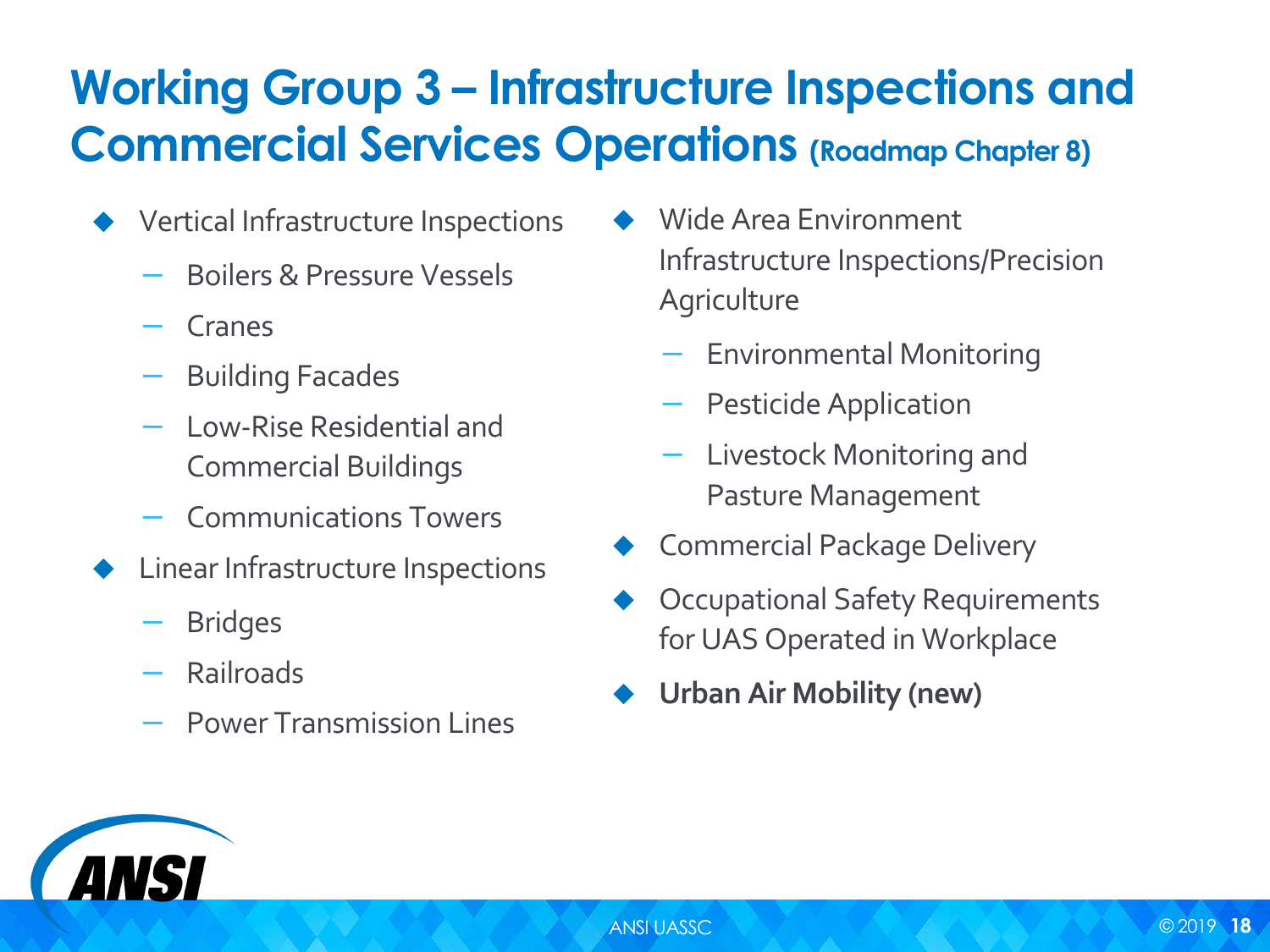# Working Group 3 – Infrastructure Inspections and Commercial Services Operations (Roadmap Chapter 8)

- Vertical Infrastructure Inspections
  - Boilers & Pressure Vessels
  - Cranes
  - Building Facades
  - Low-Rise Residential and Commercial Buildings
  - Communications Towers
- Linear Infrastructure Inspections
  - Bridges
  - Railroads
  - Power Transmission Lines
- Wide Area Environment Infrastructure Inspections/Precision Agriculture
  - Environmental Monitoring
  - Pesticide Application
  - Livestock Monitoring and Pasture Management
- Commercial Package Delivery
- Occupational Safety Requirements for UAS Operated in Workplace
- **Urban Air Mobility (new)**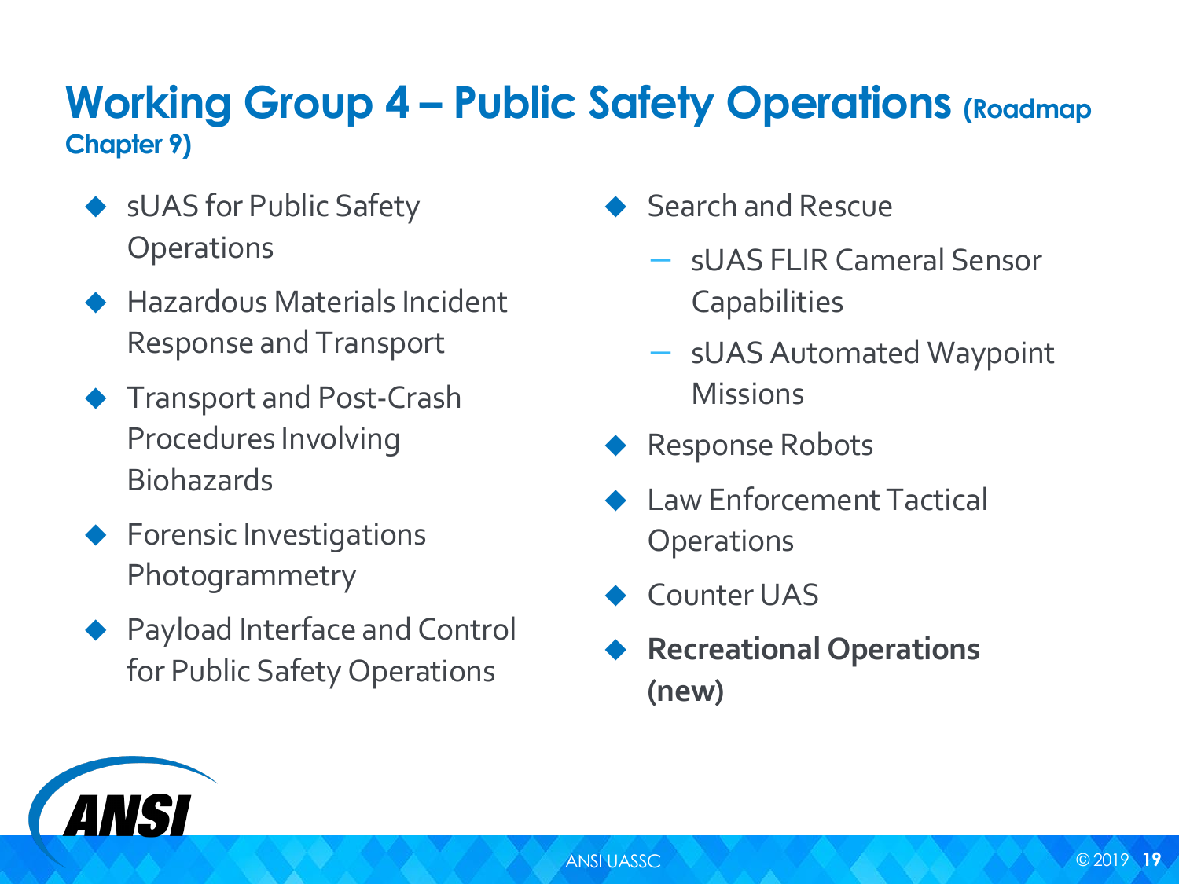# Working Group 4 – Public Safety Operations (Roadmap Chapter 9)

- sUAS for Public Safety Operations
- Hazardous Materials Incident Response and Transport
- Transport and Post-Crash Procedures Involving Biohazards
- Forensic Investigations Photogrammetry
- Payload Interface and Control for Public Safety Operations
- Search and Rescue
  - sUAS FLIR Cameral Sensor Capabilities
  - sUAS Automated Waypoint Missions
- Response Robots
- Law Enforcement Tactical Operations
- Counter UAS
- **Recreational Operations (new)**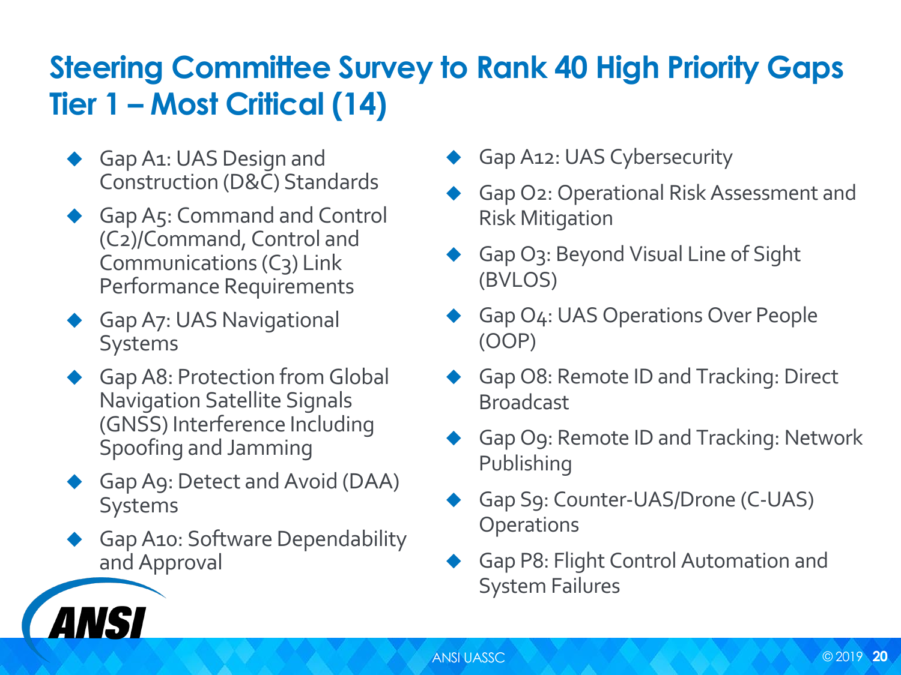# Steering Committee Survey to Rank 40 High Priority Gaps

## Tier 1 – Most Critical (14)

- Gap A1: UAS Design and Construction (D&C) Standards
- Gap A5: Command and Control (C2)/Command, Control and Communications (C3) Link Performance Requirements
- Gap A7: UAS Navigational Systems
- Gap A8: Protection from Global Navigation Satellite Signals (GNSS) Interference Including Spoofing and Jamming
- Gap A9: Detect and Avoid (DAA) Systems
- Gap A10: Software Dependability and Approval
- Gap A12: UAS Cybersecurity
- Gap O2: Operational Risk Assessment and Risk Mitigation
- Gap O3: Beyond Visual Line of Sight (BVLOS)
- Gap O4: UAS Operations Over People (OOP)
- Gap O8: Remote ID and Tracking: Direct Broadcast
- Gap O9: Remote ID and Tracking: Network Publishing
- Gap S9: Counter-UAS/Drone (C-UAS) Operations
- Gap P8: Flight Control Automation and System Failures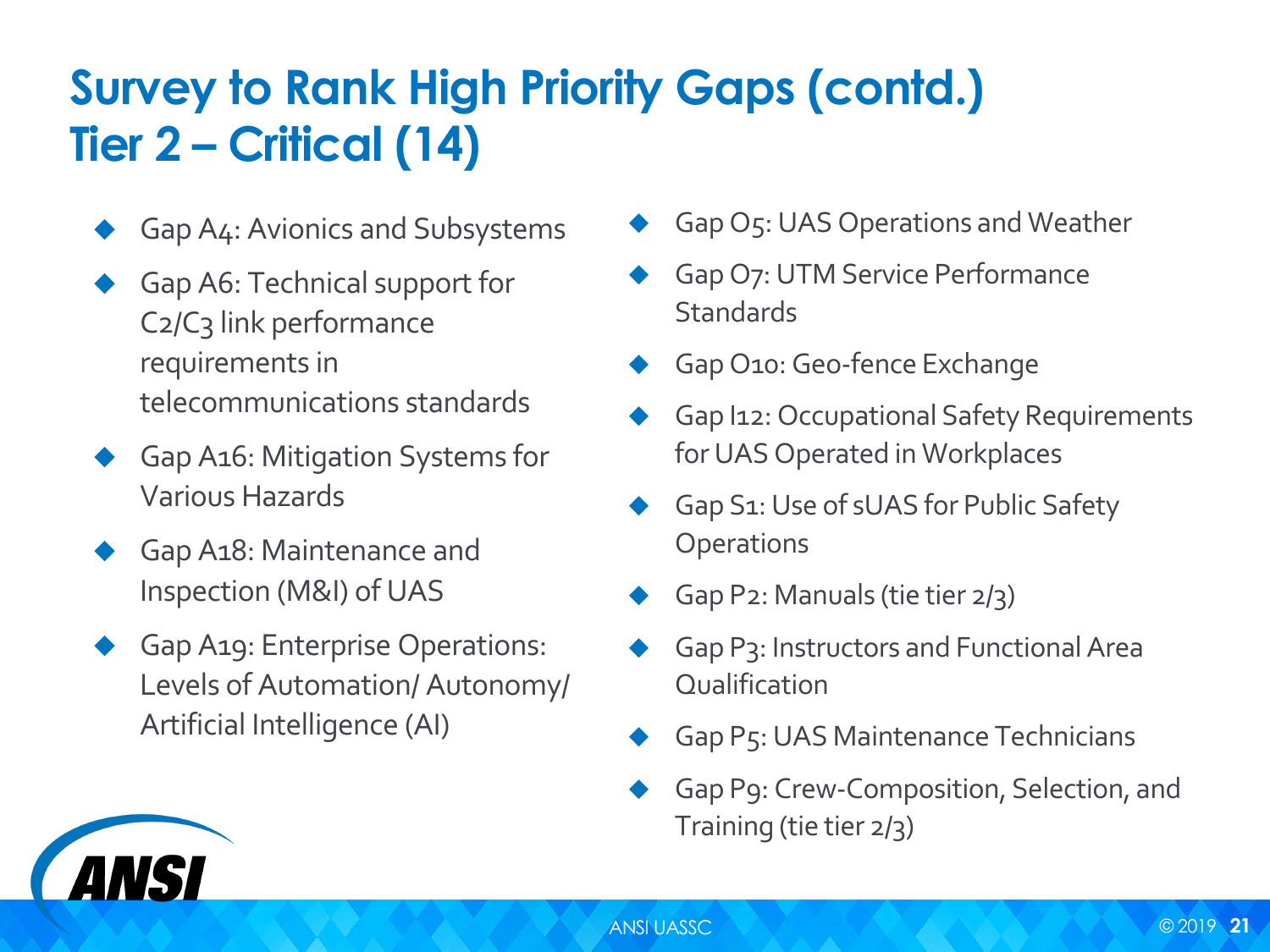# Survey to Rank High Priority Gaps (contd.)
## Tier 2 – Critical (14)

- Gap A4: Avionics and Subsystems
- Gap A6: Technical support for C2/C3 link performance requirements in telecommunications standards
- Gap A16: Mitigation Systems for Various Hazards
- Gap A18: Maintenance and Inspection (M&I) of UAS
- Gap A19: Enterprise Operations: Levels of Automation/ Autonomy/ Artificial Intelligence (AI)
- Gap O5: UAS Operations and Weather
- Gap O7: UTM Service Performance Standards
- Gap O10: Geo-fence Exchange
- Gap I12: Occupational Safety Requirements for UAS Operated in Workplaces
- Gap S1: Use of sUAS for Public Safety Operations
- Gap P2: Manuals (tie tier 2/3)
- Gap P3: Instructors and Functional Area Qualification
- Gap P5: UAS Maintenance Technicians
- Gap P9: Crew-Composition, Selection, and Training (tie tier 2/3)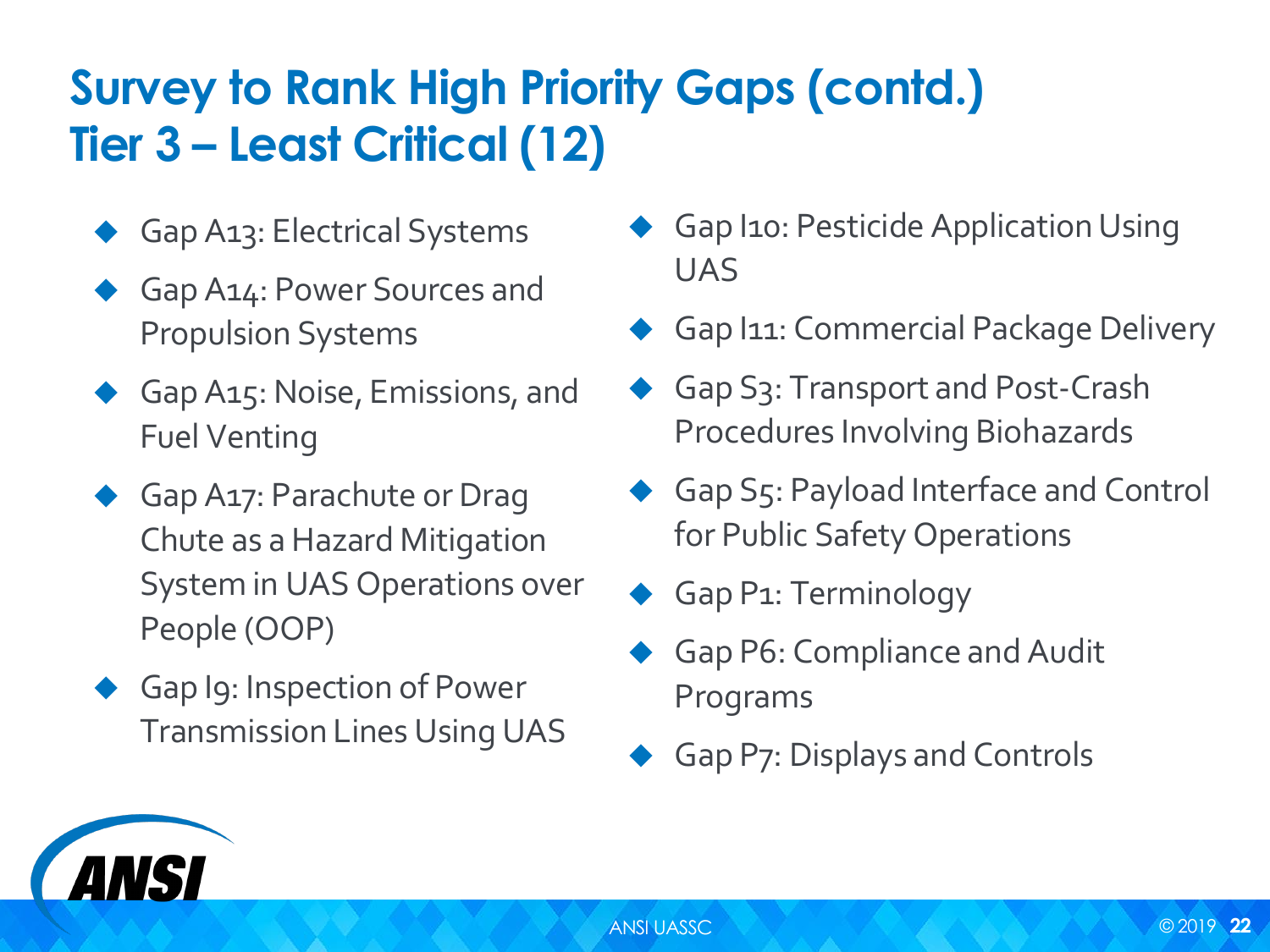# Survey to Rank High Priority Gaps (contd.)
# Tier 3 – Least Critical (12)

- Gap A13: Electrical Systems
- Gap A14: Power Sources and Propulsion Systems
- Gap A15: Noise, Emissions, and Fuel Venting
- Gap A17: Parachute or Drag Chute as a Hazard Mitigation System in UAS Operations over People (OOP)
- Gap I9: Inspection of Power Transmission Lines Using UAS
- Gap I10: Pesticide Application Using UAS
- Gap I11: Commercial Package Delivery
- Gap S3: Transport and Post-Crash Procedures Involving Biohazards
- Gap S5: Payload Interface and Control for Public Safety Operations
- Gap P1: Terminology
- Gap P6: Compliance and Audit Programs
- Gap P7: Displays and Controls